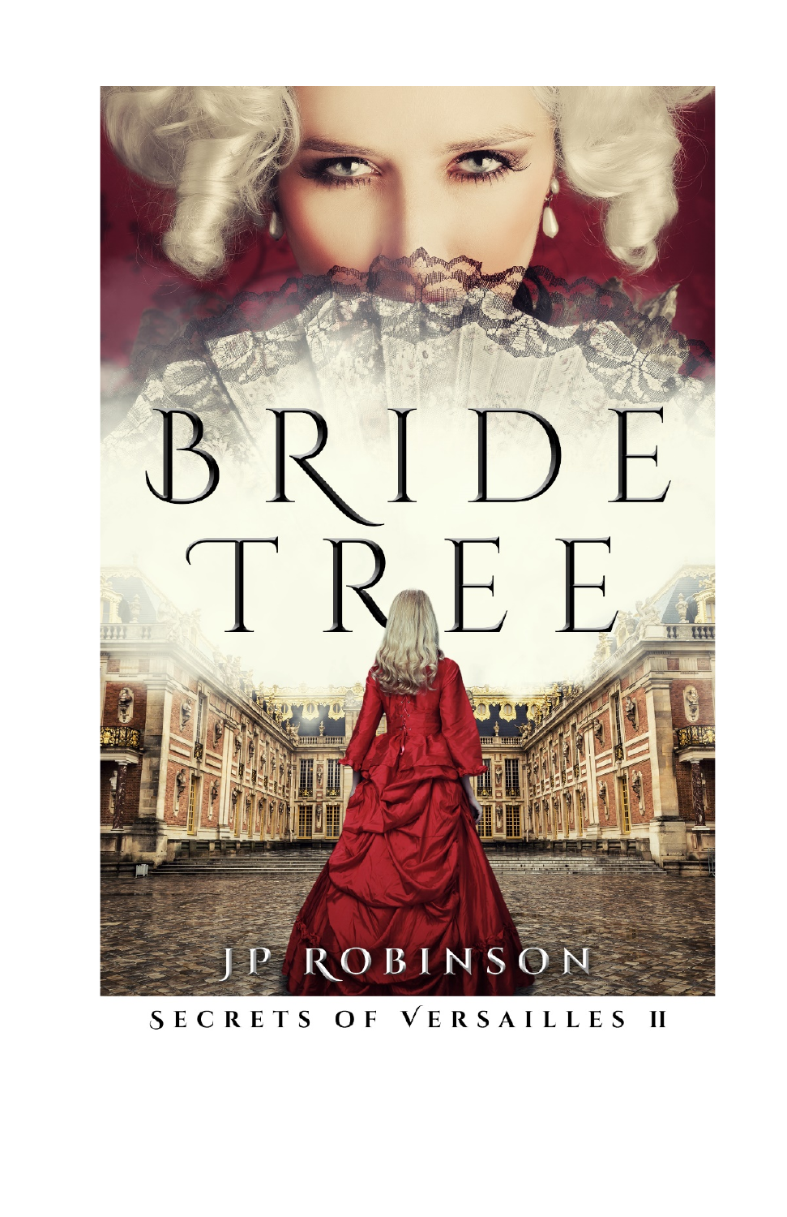# BRIDE TREE

JP ROBINSON

SECRETS OF VERSAILLES II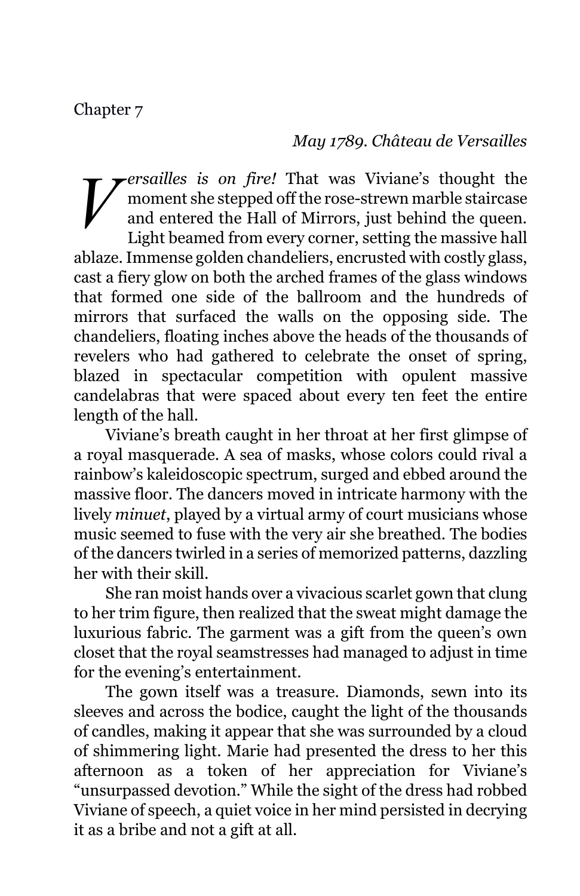# Chapter 7

*May 1789. Château de Versailles*

*Versailles is on fire!* That was Viviane's thought the moment she stepped off the rose-strewn marble staircase and entered the Hall of Mirrors, just behind the queen. Light beamed from every corner, setting the massive hall ablaze. Immense golden chandeliers, encrusted with costly glass, cast a fiery glow on both the arched frames of the glass windows that formed one side of the ballroom and the hundreds of mirrors that surfaced the walls on the opposing side. The chandeliers, floating inches above the heads of the thousands of revelers who had gathered to celebrate the onset of spring, blazed in spectacular competition with opulent massive candelabras that were spaced about every ten feet the entire length of the hall.

Viviane's breath caught in her throat at her first glimpse of a royal masquerade. A sea of masks, whose colors could rival a rainbow's kaleidoscopic spectrum, surged and ebbed around the massive floor. The dancers moved in intricate harmony with the lively *minuet*, played by a virtual army of court musicians whose music seemed to fuse with the very air she breathed. The bodies of the dancers twirled in a series of memorized patterns, dazzling her with their skill.

She ran moist hands over a vivacious scarlet gown that clung to her trim figure, then realized that the sweat might damage the luxurious fabric. The garment was a gift from the queen's own closet that the royal seamstresses had managed to adjust in time for the evening's entertainment.

The gown itself was a treasure. Diamonds, sewn into its sleeves and across the bodice, caught the light of the thousands of candles, making it appear that she was surrounded by a cloud of shimmering light. Marie had presented the dress to her this afternoon as a token of her appreciation for Viviane's "unsurpassed devotion." While the sight of the dress had robbed Viviane of speech, a quiet voice in her mind persisted in decrying it as a bribe and not a gift at all.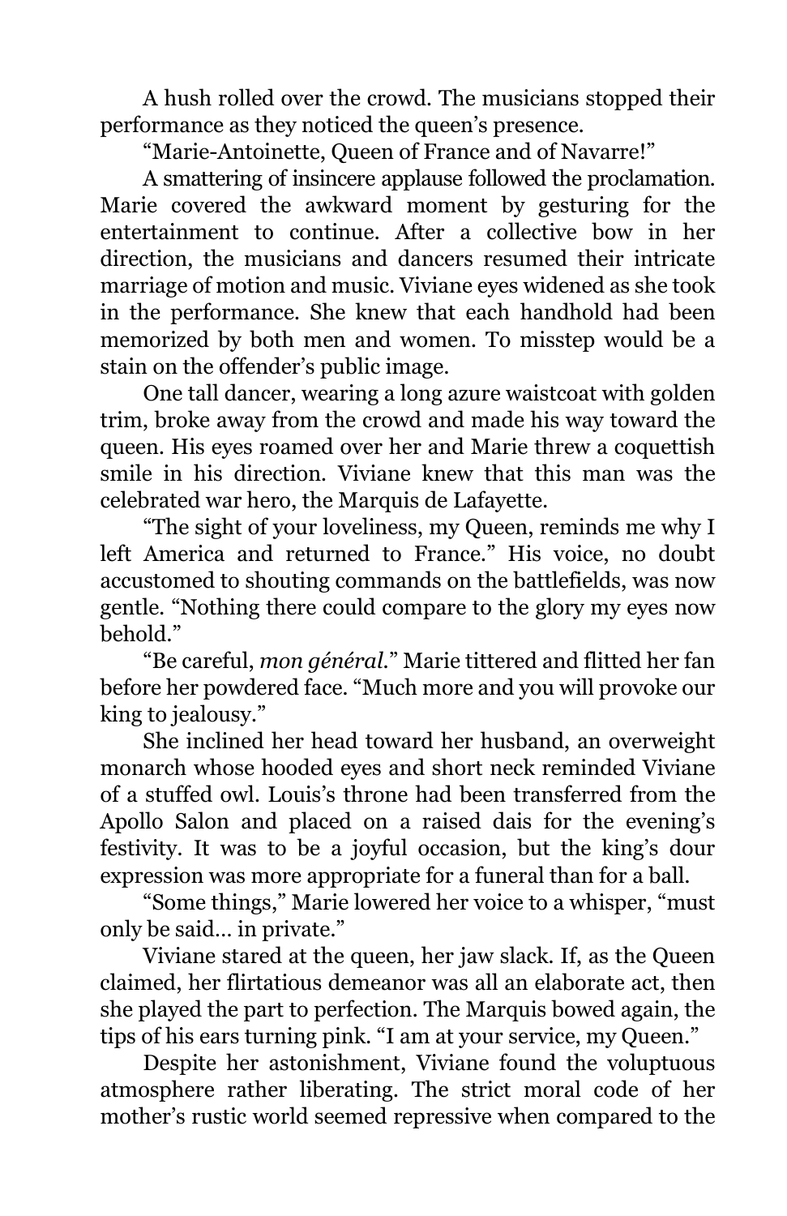A hush rolled over the crowd. The musicians stopped their performance as they noticed the queen's presence.

"Marie-Antoinette, Queen of France and of Navarre!"

A smattering of insincere applause followed the proclamation. Marie covered the awkward moment by gesturing for the entertainment to continue. After a collective bow in her direction, the musicians and dancers resumed their intricate marriage of motion and music. Viviane eyes widened as she took in the performance. She knew that each handhold had been memorized by both men and women. To misstep would be a stain on the offender's public image.

One tall dancer, wearing a long azure waistcoat with golden trim, broke away from the crowd and made his way toward the queen. His eyes roamed over her and Marie threw a coquettish smile in his direction. Viviane knew that this man was the celebrated war hero, the Marquis de Lafayette.

"The sight of your loveliness, my Queen, reminds me why I left America and returned to France." His voice, no doubt accustomed to shouting commands on the battlefields, was now gentle. "Nothing there could compare to the glory my eyes now behold."

"Be careful, *mon général*." Marie tittered and flitted her fan before her powdered face. "Much more and you will provoke our king to jealousy."

She inclined her head toward her husband, an overweight monarch whose hooded eyes and short neck reminded Viviane of a stuffed owl. Louis's throne had been transferred from the Apollo Salon and placed on a raised dais for the evening's festivity. It was to be a joyful occasion, but the king's dour expression was more appropriate for a funeral than for a ball.

"Some things," Marie lowered her voice to a whisper, "must only be said… in private."

Viviane stared at the queen, her jaw slack. If, as the Queen claimed, her flirtatious demeanor was all an elaborate act, then she played the part to perfection. The Marquis bowed again, the tips of his ears turning pink. "I am at your service, my Queen."

Despite her astonishment, Viviane found the voluptuous atmosphere rather liberating. The strict moral code of her mother's rustic world seemed repressive when compared to the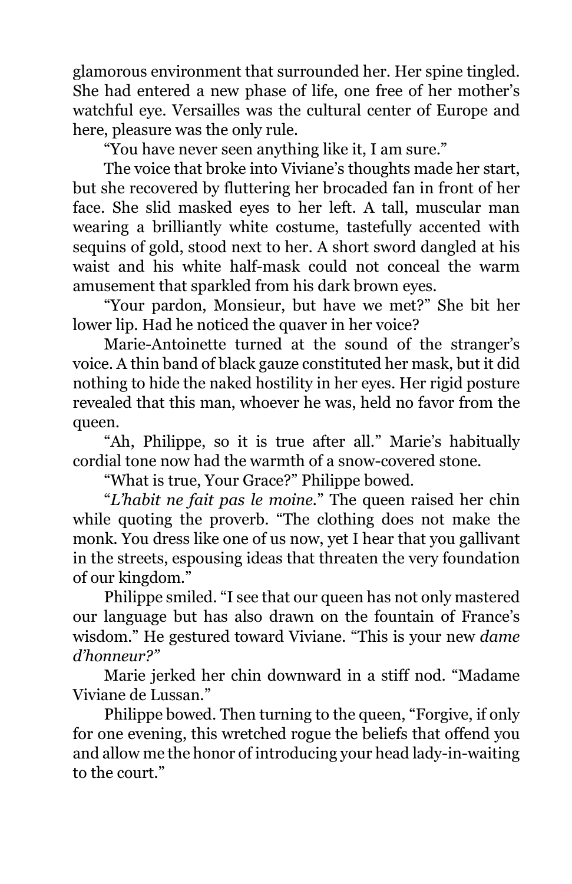glamorous environment that surrounded her. Her spine tingled. She had entered a new phase of life, one free of her mother's watchful eye. Versailles was the cultural center of Europe and here, pleasure was the only rule.

"You have never seen anything like it, I am sure."

The voice that broke into Viviane's thoughts made her start, but she recovered by fluttering her brocaded fan in front of her face. She slid masked eyes to her left. A tall, muscular man wearing a brilliantly white costume, tastefully accented with sequins of gold, stood next to her. A short sword dangled at his waist and his white half-mask could not conceal the warm amusement that sparkled from his dark brown eyes.

"Your pardon, Monsieur, but have we met?" She bit her lower lip. Had he noticed the quaver in her voice?

Marie-Antoinette turned at the sound of the stranger's voice. A thin band of black gauze constituted her mask, but it did nothing to hide the naked hostility in her eyes. Her rigid posture revealed that this man, whoever he was, held no favor from the queen.

"Ah, Philippe, so it is true after all." Marie's habitually cordial tone now had the warmth of a snow-covered stone.

"What is true, Your Grace?" Philippe bowed.

"*L'habit ne fait pas le moine.*" The queen raised her chin while quoting the proverb. "The clothing does not make the monk. You dress like one of us now, yet I hear that you gallivant in the streets, espousing ideas that threaten the very foundation of our kingdom."

Philippe smiled. "I see that our queen has not only mastered our language but has also drawn on the fountain of France's wisdom." He gestured toward Viviane. "This is your new *dame d'honneur?"*

Marie jerked her chin downward in a stiff nod. "Madame Viviane de Lussan."

Philippe bowed. Then turning to the queen, "Forgive, if only for one evening, this wretched rogue the beliefs that offend you and allow me the honor of introducing your head lady-in-waiting to the court."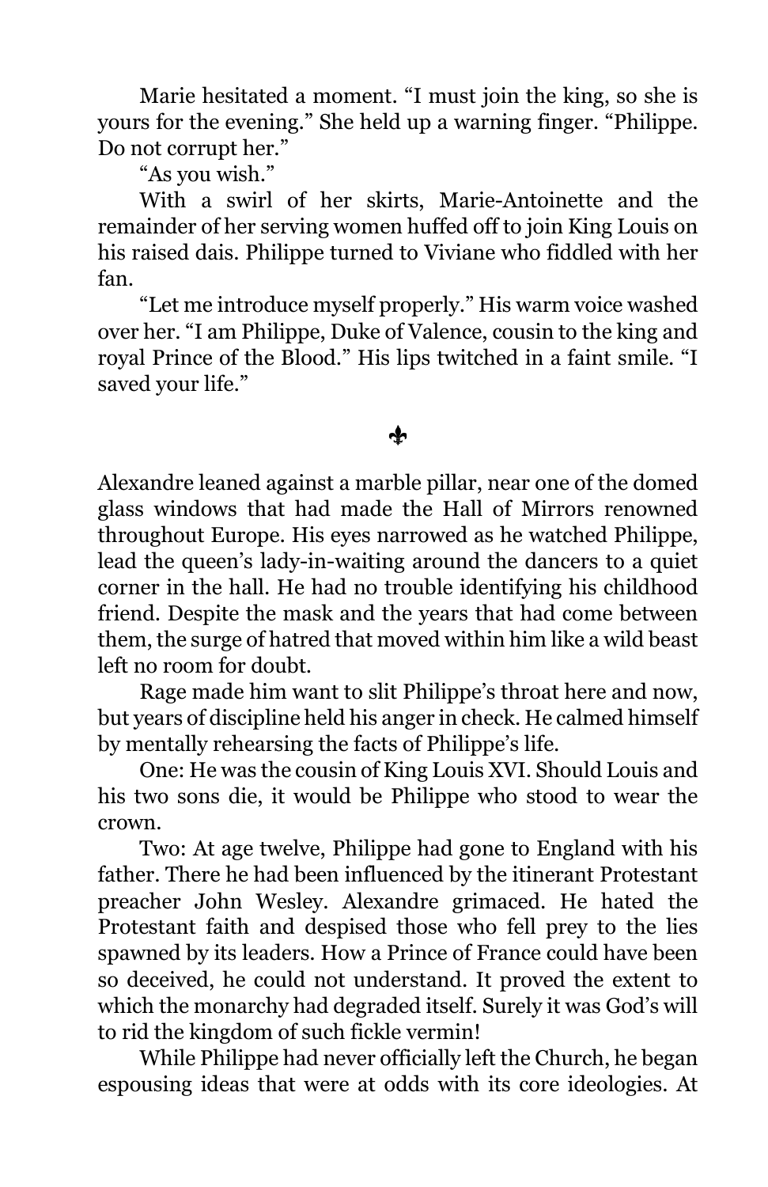Marie hesitated a moment. "I must join the king, so she is yours for the evening." She held up a warning finger. "Philippe. Do not corrupt her."

"As you wish."

With a swirl of her skirts, Marie-Antoinette and the remainder of her serving women huffed off to join King Louis on his raised dais. Philippe turned to Viviane who fiddled with her fan.

"Let me introduce myself properly." His warm voice washed over her. "I am Philippe, Duke of Valence, cousin to the king and royal Prince of the Blood." His lips twitched in a faint smile. "I saved your life."

⚜

Alexandre leaned against a marble pillar, near one of the domed glass windows that had made the Hall of Mirrors renowned throughout Europe. His eyes narrowed as he watched Philippe, lead the queen's lady-in-waiting around the dancers to a quiet corner in the hall. He had no trouble identifying his childhood friend. Despite the mask and the years that had come between them, the surge of hatred that moved within him like a wild beast left no room for doubt.

Rage made him want to slit Philippe's throat here and now, but years of discipline held his anger in check. He calmed himself by mentally rehearsing the facts of Philippe's life.

One: He was the cousin of King Louis XVI. Should Louis and his two sons die, it would be Philippe who stood to wear the crown.

Two: At age twelve, Philippe had gone to England with his father. There he had been influenced by the itinerant Protestant preacher John Wesley. Alexandre grimaced. He hated the Protestant faith and despised those who fell prey to the lies spawned by its leaders. How a Prince of France could have been so deceived, he could not understand. It proved the extent to which the monarchy had degraded itself. Surely it was God's will to rid the kingdom of such fickle vermin!

While Philippe had never officially left the Church, he began espousing ideas that were at odds with its core ideologies. At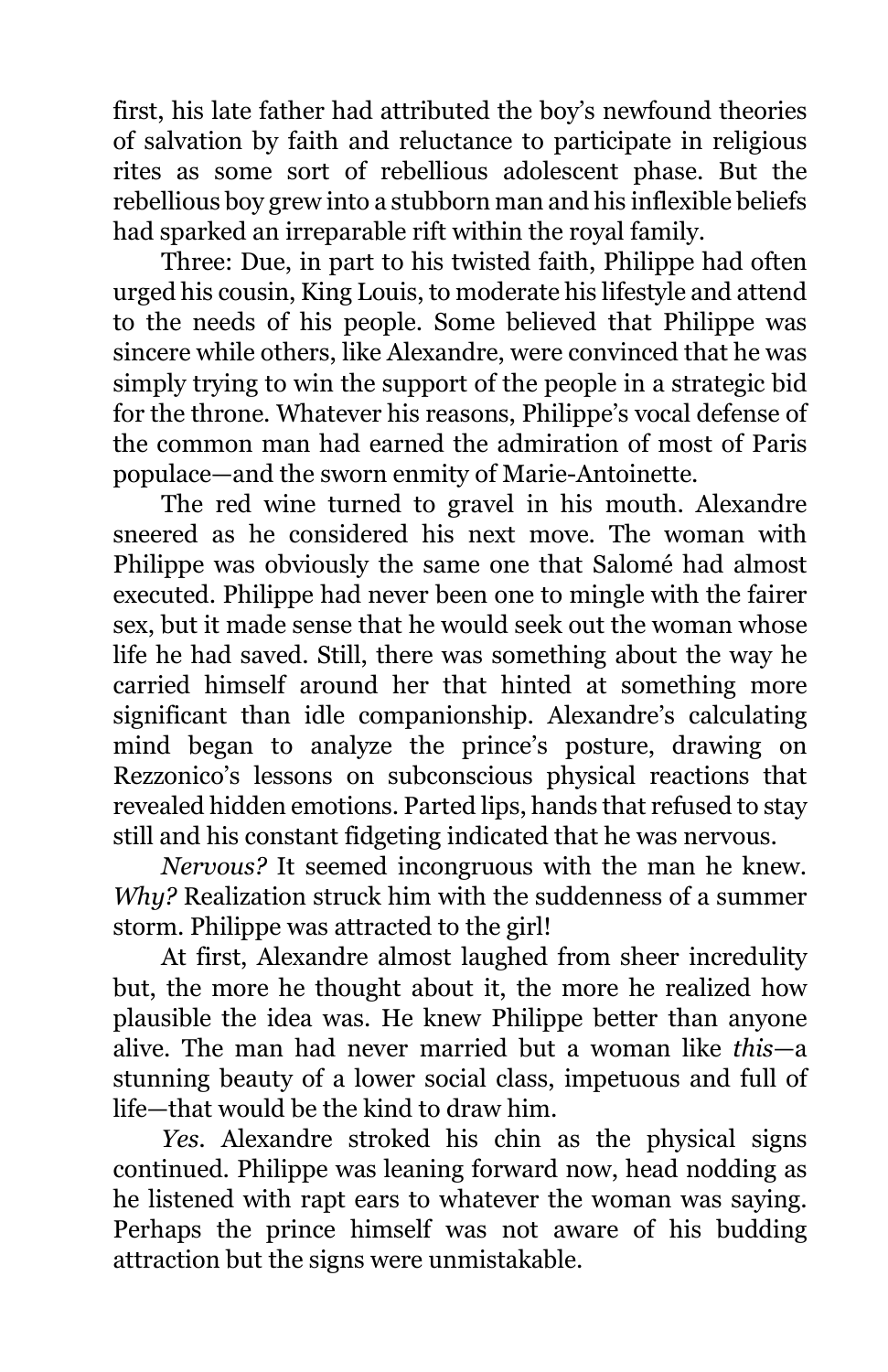first, his late father had attributed the boy's newfound theories of salvation by faith and reluctance to participate in religious rites as some sort of rebellious adolescent phase. But the rebellious boy grew into a stubborn man and his inflexible beliefs had sparked an irreparable rift within the royal family.

Three: Due, in part to his twisted faith, Philippe had often urged his cousin, King Louis, to moderate his lifestyle and attend to the needs of his people. Some believed that Philippe was sincere while others, like Alexandre, were convinced that he was simply trying to win the support of the people in a strategic bid for the throne. Whatever his reasons, Philippe's vocal defense of the common man had earned the admiration of most of Paris populace—and the sworn enmity of Marie-Antoinette.

The red wine turned to gravel in his mouth. Alexandre sneered as he considered his next move. The woman with Philippe was obviously the same one that Salomé had almost executed. Philippe had never been one to mingle with the fairer sex, but it made sense that he would seek out the woman whose life he had saved. Still, there was something about the way he carried himself around her that hinted at something more significant than idle companionship. Alexandre's calculating mind began to analyze the prince's posture, drawing on Rezzonico's lessons on subconscious physical reactions that revealed hidden emotions. Parted lips, hands that refused to stay still and his constant fidgeting indicated that he was nervous.

*Nervous?* It seemed incongruous with the man he knew. *Why?* Realization struck him with the suddenness of a summer storm. Philippe was attracted to the girl!

At first, Alexandre almost laughed from sheer incredulity but, the more he thought about it, the more he realized how plausible the idea was. He knew Philippe better than anyone alive. The man had never married but a woman like *this*—a stunning beauty of a lower social class, impetuous and full of life—that would be the kind to draw him.

*Yes*. Alexandre stroked his chin as the physical signs continued. Philippe was leaning forward now, head nodding as he listened with rapt ears to whatever the woman was saying. Perhaps the prince himself was not aware of his budding attraction but the signs were unmistakable.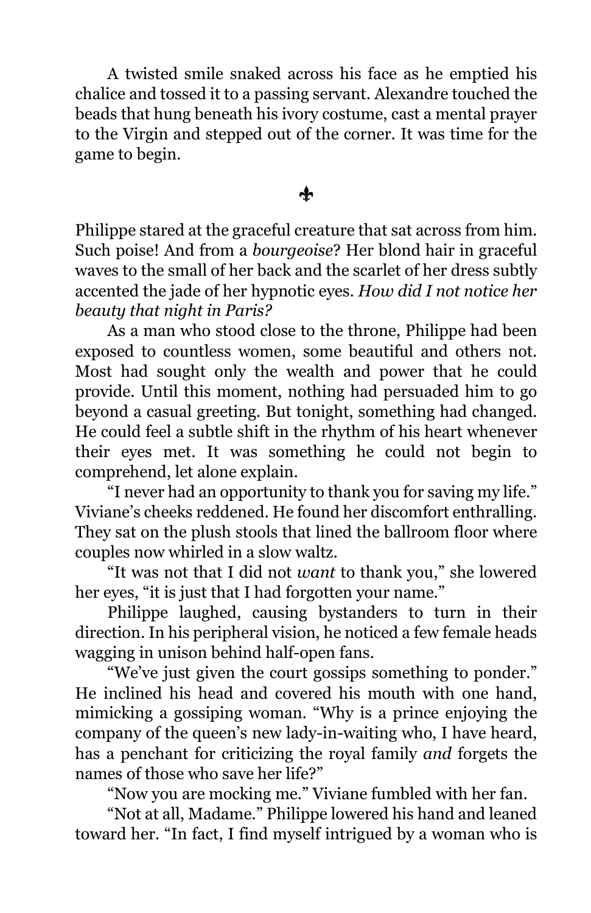A twisted smile snaked across his face as he emptied his chalice and tossed it to a passing servant. Alexandre touched the beads that hung beneath his ivory costume, cast a mental prayer to the Virgin and stepped out of the corner. It was time for the game to begin.

⚜

Philippe stared at the graceful creature that sat across from him. Such poise! And from a *bourgeoise*? Her blond hair in graceful waves to the small of her back and the scarlet of her dress subtly accented the jade of her hypnotic eyes. *How did I not notice her beauty that night in Paris?*

As a man who stood close to the throne, Philippe had been exposed to countless women, some beautiful and others not. Most had sought only the wealth and power that he could provide. Until this moment, nothing had persuaded him to go beyond a casual greeting. But tonight, something had changed. He could feel a subtle shift in the rhythm of his heart whenever their eyes met. It was something he could not begin to comprehend, let alone explain.

"I never had an opportunity to thank you for saving my life." Viviane's cheeks reddened. He found her discomfort enthralling. They sat on the plush stools that lined the ballroom floor where couples now whirled in a slow waltz.

"It was not that I did not *want* to thank you," she lowered her eyes, "it is just that I had forgotten your name."

Philippe laughed, causing bystanders to turn in their direction. In his peripheral vision, he noticed a few female heads wagging in unison behind half-open fans.

"We've just given the court gossips something to ponder." He inclined his head and covered his mouth with one hand, mimicking a gossiping woman. "Why is a prince enjoying the company of the queen's new lady-in-waiting who, I have heard, has a penchant for criticizing the royal family *and* forgets the names of those who save her life?"

"Now you are mocking me." Viviane fumbled with her fan.

"Not at all, Madame." Philippe lowered his hand and leaned toward her. "In fact, I find myself intrigued by a woman who is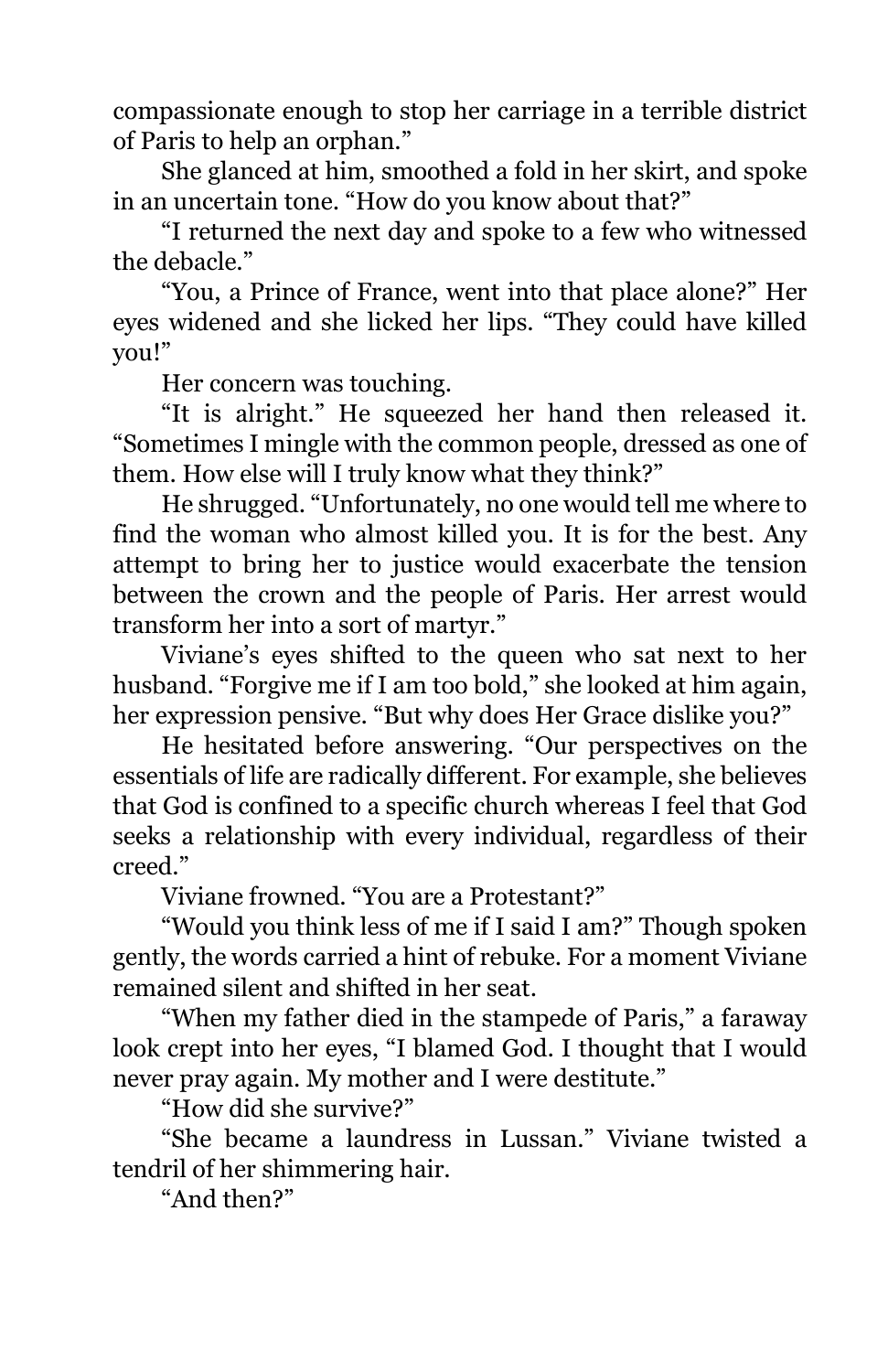compassionate enough to stop her carriage in a terrible district of Paris to help an orphan."

She glanced at him, smoothed a fold in her skirt, and spoke in an uncertain tone. "How do you know about that?"

"I returned the next day and spoke to a few who witnessed the debacle."

"You, a Prince of France, went into that place alone?" Her eyes widened and she licked her lips. "They could have killed you!"

Her concern was touching.

"It is alright." He squeezed her hand then released it. "Sometimes I mingle with the common people, dressed as one of them. How else will I truly know what they think?"

He shrugged. "Unfortunately, no one would tell me where to find the woman who almost killed you. It is for the best. Any attempt to bring her to justice would exacerbate the tension between the crown and the people of Paris. Her arrest would transform her into a sort of martyr."

Viviane's eyes shifted to the queen who sat next to her husband. "Forgive me if I am too bold," she looked at him again, her expression pensive. "But why does Her Grace dislike you?"

He hesitated before answering. "Our perspectives on the essentials of life are radically different. For example, she believes that God is confined to a specific church whereas I feel that God seeks a relationship with every individual, regardless of their creed."

Viviane frowned. "You are a Protestant?"

"Would you think less of me if I said I am?" Though spoken gently, the words carried a hint of rebuke. For a moment Viviane remained silent and shifted in her seat.

"When my father died in the stampede of Paris," a faraway look crept into her eyes, "I blamed God. I thought that I would never pray again. My mother and I were destitute."

"How did she survive?"

"She became a laundress in Lussan." Viviane twisted a tendril of her shimmering hair.

"And then?"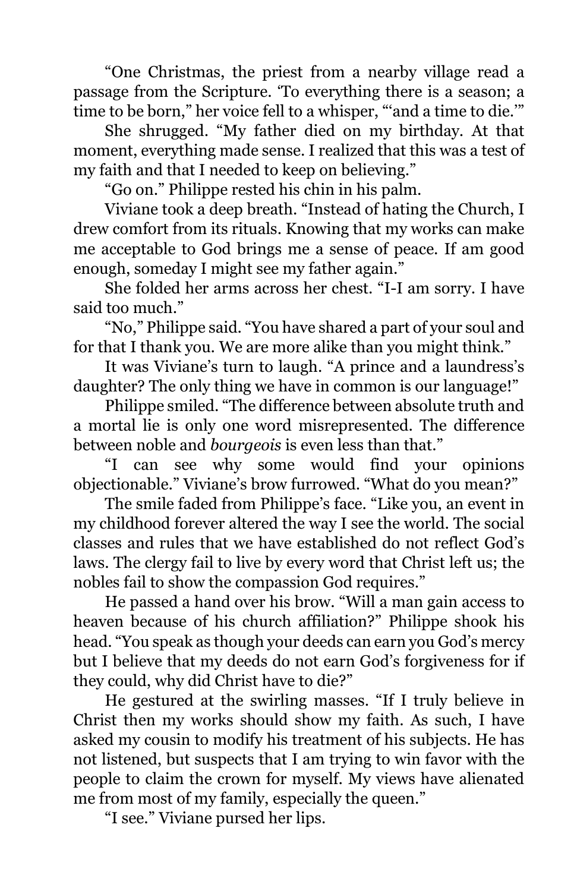"One Christmas, the priest from a nearby village read a passage from the Scripture. 'To everything there is a season; a time to be born," her voice fell to a whisper, "'and a time to die.'"

She shrugged. "My father died on my birthday. At that moment, everything made sense. I realized that this was a test of my faith and that I needed to keep on believing."

"Go on." Philippe rested his chin in his palm.

Viviane took a deep breath. "Instead of hating the Church, I drew comfort from its rituals. Knowing that my works can make me acceptable to God brings me a sense of peace. If am good enough, someday I might see my father again."

She folded her arms across her chest. "I-I am sorry. I have said too much."

"No," Philippe said. "You have shared a part of your soul and for that I thank you. We are more alike than you might think."

It was Viviane's turn to laugh. "A prince and a laundress's daughter? The only thing we have in common is our language!"

Philippe smiled. "The difference between absolute truth and a mortal lie is only one word misrepresented. The difference between noble and *bourgeois* is even less than that."

"I can see why some would find your opinions objectionable." Viviane's brow furrowed. "What do you mean?"

The smile faded from Philippe's face. "Like you, an event in my childhood forever altered the way I see the world. The social classes and rules that we have established do not reflect God's laws. The clergy fail to live by every word that Christ left us; the nobles fail to show the compassion God requires."

He passed a hand over his brow. "Will a man gain access to heaven because of his church affiliation?" Philippe shook his head. "You speak as though your deeds can earn you God's mercy but I believe that my deeds do not earn God's forgiveness for if they could, why did Christ have to die?"

He gestured at the swirling masses. "If I truly believe in Christ then my works should show my faith. As such, I have asked my cousin to modify his treatment of his subjects. He has not listened, but suspects that I am trying to win favor with the people to claim the crown for myself. My views have alienated me from most of my family, especially the queen."

"I see." Viviane pursed her lips.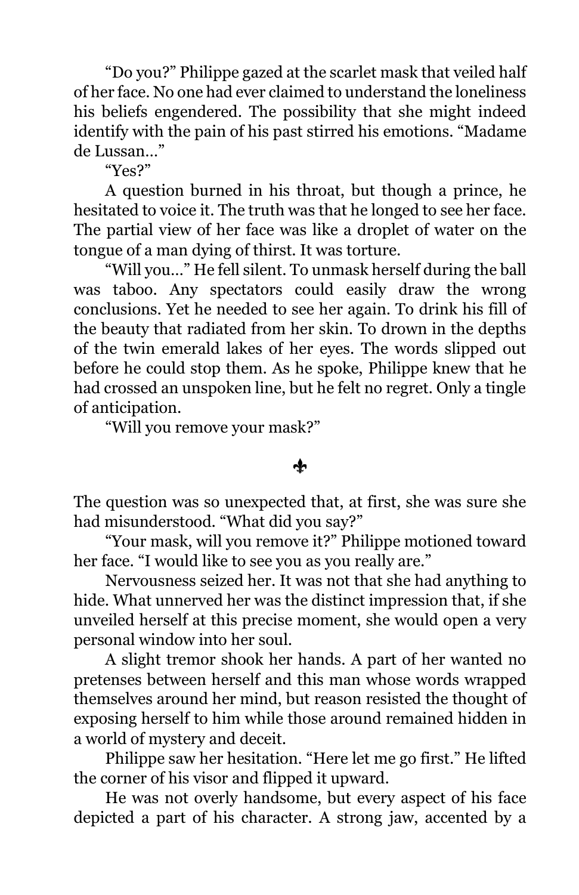"Do you?" Philippe gazed at the scarlet mask that veiled half of her face. No one had ever claimed to understand the loneliness his beliefs engendered. The possibility that she might indeed identify with the pain of his past stirred his emotions. "Madame de Lussan…"

"Yes?"

A question burned in his throat, but though a prince, he hesitated to voice it. The truth was that he longed to see her face. The partial view of her face was like a droplet of water on the tongue of a man dying of thirst. It was torture.

"Will you…" He fell silent. To unmask herself during the ball was taboo. Any spectators could easily draw the wrong conclusions. Yet he needed to see her again. To drink his fill of the beauty that radiated from her skin. To drown in the depths of the twin emerald lakes of her eyes. The words slipped out before he could stop them. As he spoke, Philippe knew that he had crossed an unspoken line, but he felt no regret. Only a tingle of anticipation.

"Will you remove your mask?"

⚜

The question was so unexpected that, at first, she was sure she had misunderstood. "What did you say?"

"Your mask, will you remove it?" Philippe motioned toward her face. "I would like to see you as you really are."

Nervousness seized her. It was not that she had anything to hide. What unnerved her was the distinct impression that, if she unveiled herself at this precise moment, she would open a very personal window into her soul.

A slight tremor shook her hands. A part of her wanted no pretenses between herself and this man whose words wrapped themselves around her mind, but reason resisted the thought of exposing herself to him while those around remained hidden in a world of mystery and deceit.

Philippe saw her hesitation. "Here let me go first." He lifted the corner of his visor and flipped it upward.

He was not overly handsome, but every aspect of his face depicted a part of his character. A strong jaw, accented by a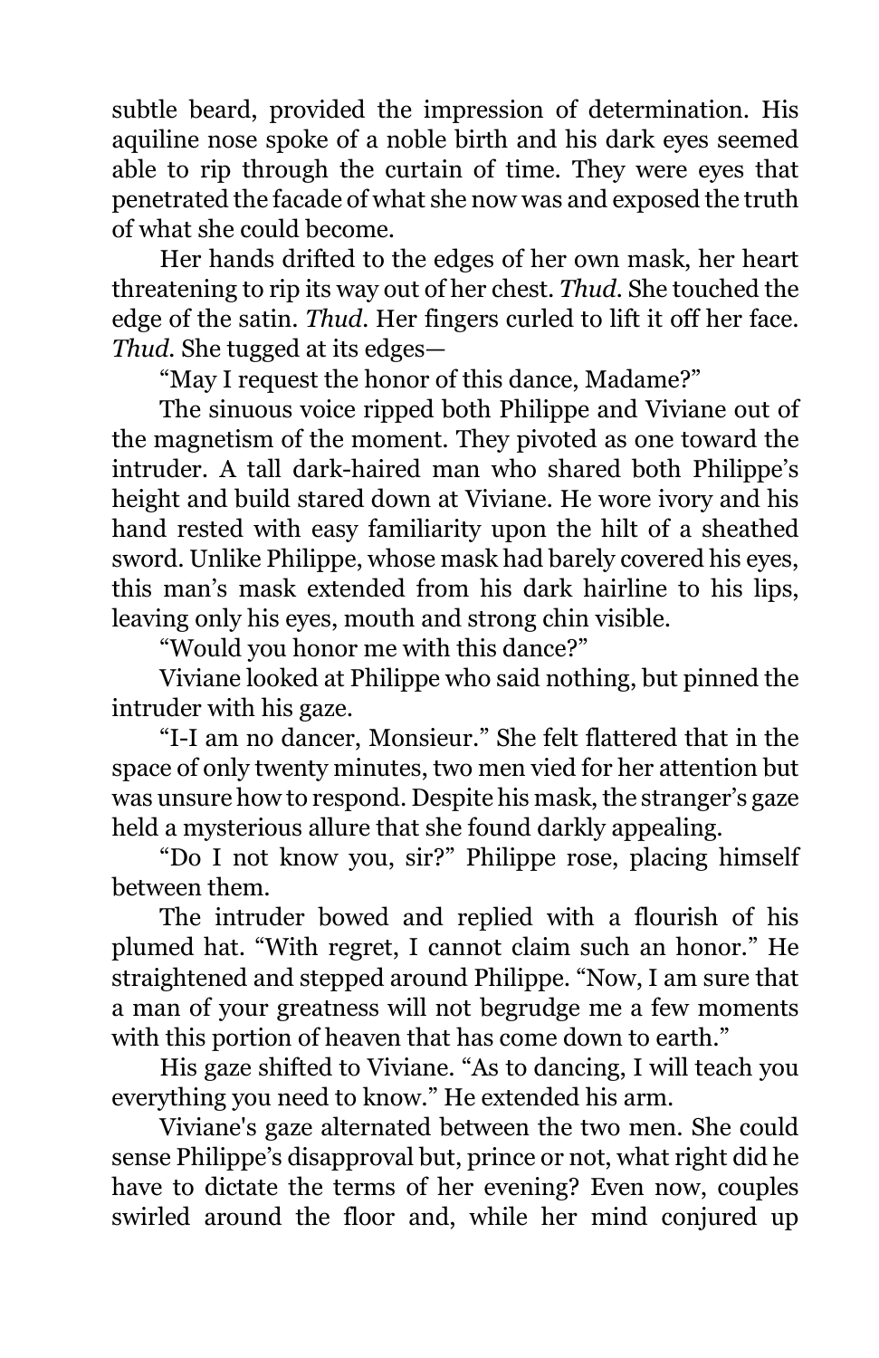subtle beard, provided the impression of determination. His aquiline nose spoke of a noble birth and his dark eyes seemed able to rip through the curtain of time. They were eyes that penetrated the facade of what she now was and exposed the truth of what she could become.

Her hands drifted to the edges of her own mask, her heart threatening to rip its way out of her chest. *Thud.* She touched the edge of the satin. *Thud.* Her fingers curled to lift it off her face. *Thud.* She tugged at its edges—

"May I request the honor of this dance, Madame?"

The sinuous voice ripped both Philippe and Viviane out of the magnetism of the moment. They pivoted as one toward the intruder. A tall dark-haired man who shared both Philippe's height and build stared down at Viviane. He wore ivory and his hand rested with easy familiarity upon the hilt of a sheathed sword. Unlike Philippe, whose mask had barely covered his eyes, this man's mask extended from his dark hairline to his lips, leaving only his eyes, mouth and strong chin visible.

"Would you honor me with this dance?"

Viviane looked at Philippe who said nothing, but pinned the intruder with his gaze.

"I-I am no dancer, Monsieur." She felt flattered that in the space of only twenty minutes, two men vied for her attention but was unsure how to respond. Despite his mask, the stranger's gaze held a mysterious allure that she found darkly appealing.

"Do I not know you, sir?" Philippe rose, placing himself between them.

The intruder bowed and replied with a flourish of his plumed hat. "With regret, I cannot claim such an honor." He straightened and stepped around Philippe. "Now, I am sure that a man of your greatness will not begrudge me a few moments with this portion of heaven that has come down to earth."

His gaze shifted to Viviane. "As to dancing, I will teach you everything you need to know." He extended his arm.

Viviane's gaze alternated between the two men. She could sense Philippe's disapproval but, prince or not, what right did he have to dictate the terms of her evening? Even now, couples swirled around the floor and, while her mind conjured up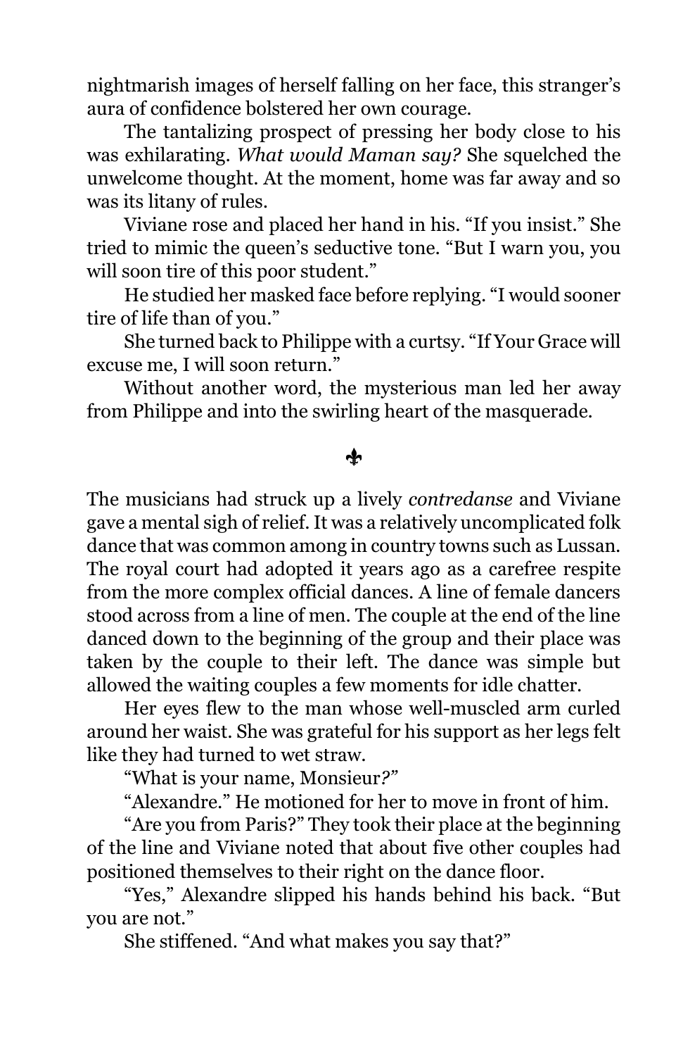nightmarish images of herself falling on her face, this stranger's aura of confidence bolstered her own courage.

The tantalizing prospect of pressing her body close to his was exhilarating. *What would Maman say?* She squelched the unwelcome thought. At the moment, home was far away and so was its litany of rules.

Viviane rose and placed her hand in his. "If you insist." She tried to mimic the queen's seductive tone. "But I warn you, you will soon tire of this poor student."

He studied her masked face before replying. "I would sooner tire of life than of you."

She turned back to Philippe with a curtsy. "If Your Grace will excuse me, I will soon return."

Without another word, the mysterious man led her away from Philippe and into the swirling heart of the masquerade.

⚜

The musicians had struck up a lively *contredanse* and Viviane gave a mental sigh of relief. It was a relatively uncomplicated folk dance that was common among in country towns such as Lussan. The royal court had adopted it years ago as a carefree respite from the more complex official dances. A line of female dancers stood across from a line of men. The couple at the end of the line danced down to the beginning of the group and their place was taken by the couple to their left. The dance was simple but allowed the waiting couples a few moments for idle chatter.

Her eyes flew to the man whose well-muscled arm curled around her waist. She was grateful for his support as her legs felt like they had turned to wet straw.

"What is your name, Monsieur?"

"Alexandre." He motioned for her to move in front of him.

"Are you from Paris?" They took their place at the beginning of the line and Viviane noted that about five other couples had positioned themselves to their right on the dance floor.

"Yes," Alexandre slipped his hands behind his back. "But you are not."

She stiffened. "And what makes you say that?"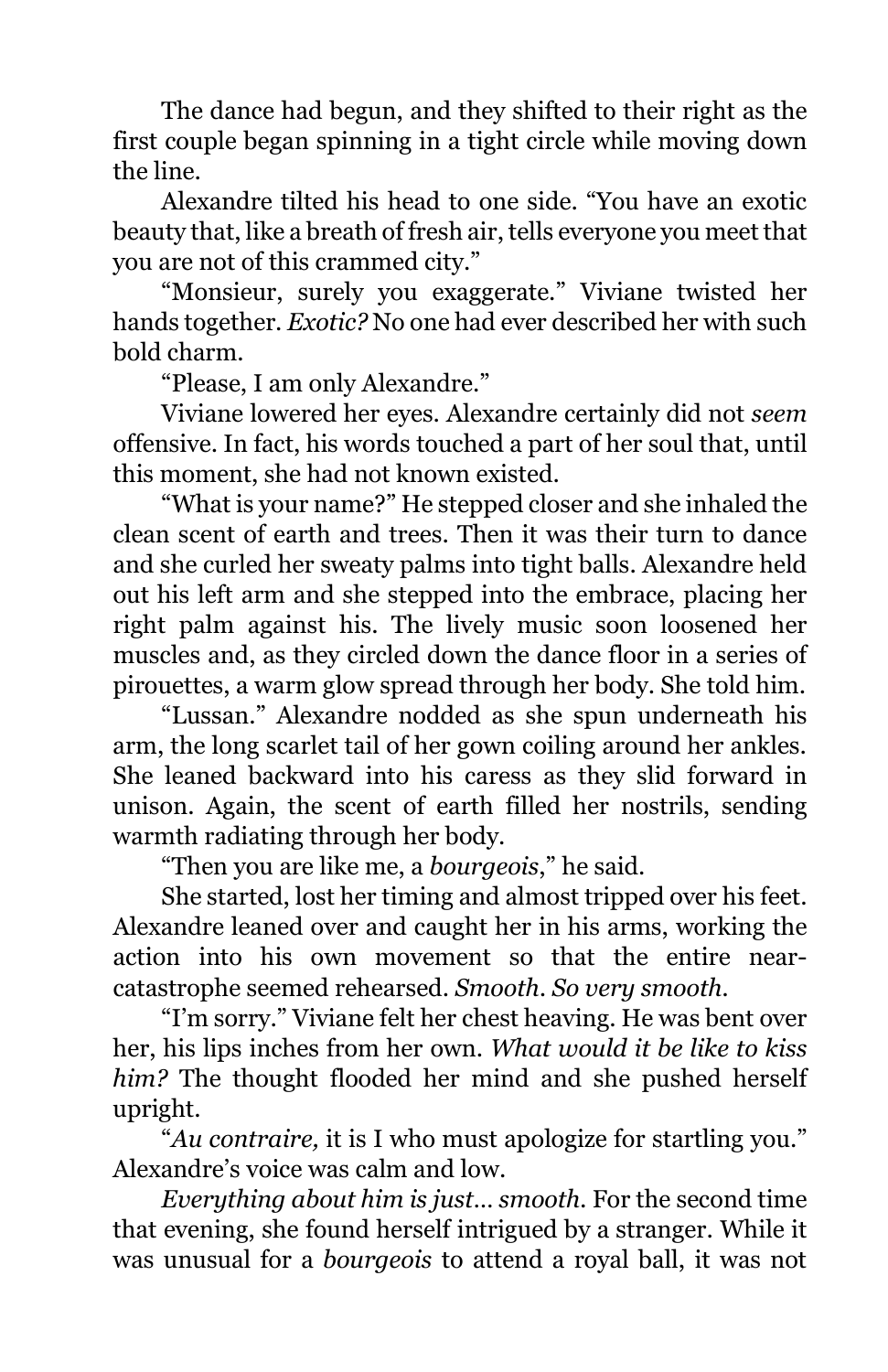The dance had begun, and they shifted to their right as the first couple began spinning in a tight circle while moving down the line.

Alexandre tilted his head to one side. "You have an exotic beauty that, like a breath of fresh air, tells everyone you meet that you are not of this crammed city."

"Monsieur, surely you exaggerate." Viviane twisted her hands together. *Exotic?* No one had ever described her with such bold charm.

"Please, I am only Alexandre."

Viviane lowered her eyes. Alexandre certainly did not *seem* offensive. In fact, his words touched a part of her soul that, until this moment, she had not known existed.

"What is your name?" He stepped closer and she inhaled the clean scent of earth and trees. Then it was their turn to dance and she curled her sweaty palms into tight balls. Alexandre held out his left arm and she stepped into the embrace, placing her right palm against his. The lively music soon loosened her muscles and, as they circled down the dance floor in a series of pirouettes, a warm glow spread through her body. She told him.

"Lussan." Alexandre nodded as she spun underneath his arm, the long scarlet tail of her gown coiling around her ankles. She leaned backward into his caress as they slid forward in unison. Again, the scent of earth filled her nostrils, sending warmth radiating through her body.

"Then you are like me, a *bourgeois*," he said.

She started, lost her timing and almost tripped over his feet. Alexandre leaned over and caught her in his arms, working the action into his own movement so that the entire near-catastrophe seemed rehearsed. *Smooth. So very smooth.*

"I'm sorry." Viviane felt her chest heaving. He was bent over her, his lips inches from her own. *What would it be like to kiss him?* The thought flooded her mind and she pushed herself upright.

"*Au contraire,* it is I who must apologize for startling you." Alexandre's voice was calm and low.

*Everything about him is just… smooth.* For the second time that evening, she found herself intrigued by a stranger. While it was unusual for a *bourgeois* to attend a royal ball, it was not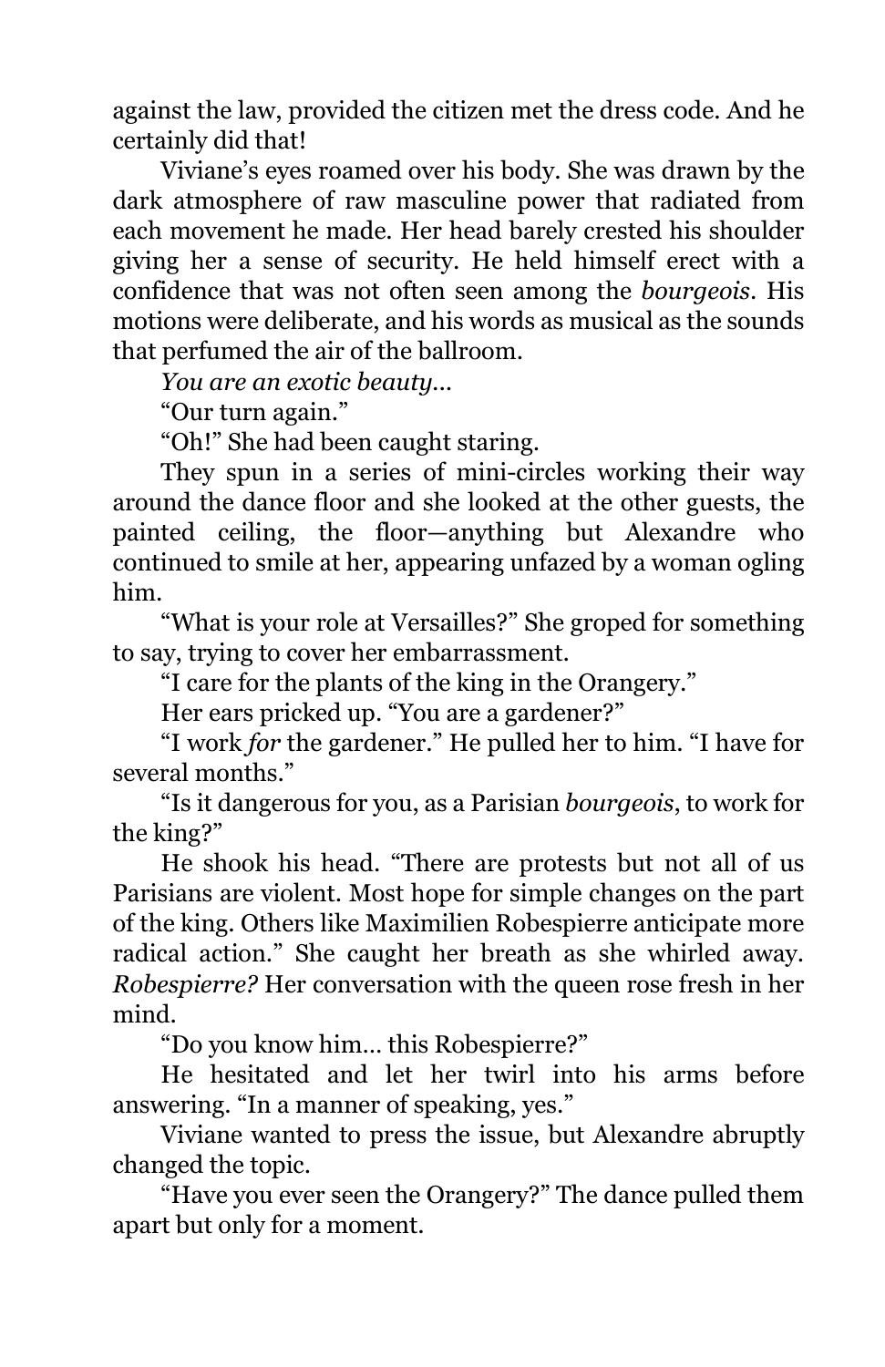against the law, provided the citizen met the dress code. And he certainly did that!

Viviane's eyes roamed over his body. She was drawn by the dark atmosphere of raw masculine power that radiated from each movement he made. Her head barely crested his shoulder giving her a sense of security. He held himself erect with a confidence that was not often seen among the *bourgeois*. His motions were deliberate, and his words as musical as the sounds that perfumed the air of the ballroom.

*You are an exotic beauty…*

"Our turn again."

"Oh!" She had been caught staring.

They spun in a series of mini-circles working their way around the dance floor and she looked at the other guests, the painted ceiling, the floor—anything but Alexandre who continued to smile at her, appearing unfazed by a woman ogling him.

"What is your role at Versailles?" She groped for something to say, trying to cover her embarrassment.

"I care for the plants of the king in the Orangery."

Her ears pricked up. "You are a gardener?"

"I work *for* the gardener." He pulled her to him. "I have for several months."

"Is it dangerous for you, as a Parisian *bourgeois*, to work for the king?"

He shook his head. "There are protests but not all of us Parisians are violent. Most hope for simple changes on the part of the king. Others like Maximilien Robespierre anticipate more radical action." She caught her breath as she whirled away. *Robespierre?* Her conversation with the queen rose fresh in her mind.

"Do you know him… this Robespierre?"

He hesitated and let her twirl into his arms before answering. "In a manner of speaking, yes."

Viviane wanted to press the issue, but Alexandre abruptly changed the topic.

"Have you ever seen the Orangery?" The dance pulled them apart but only for a moment.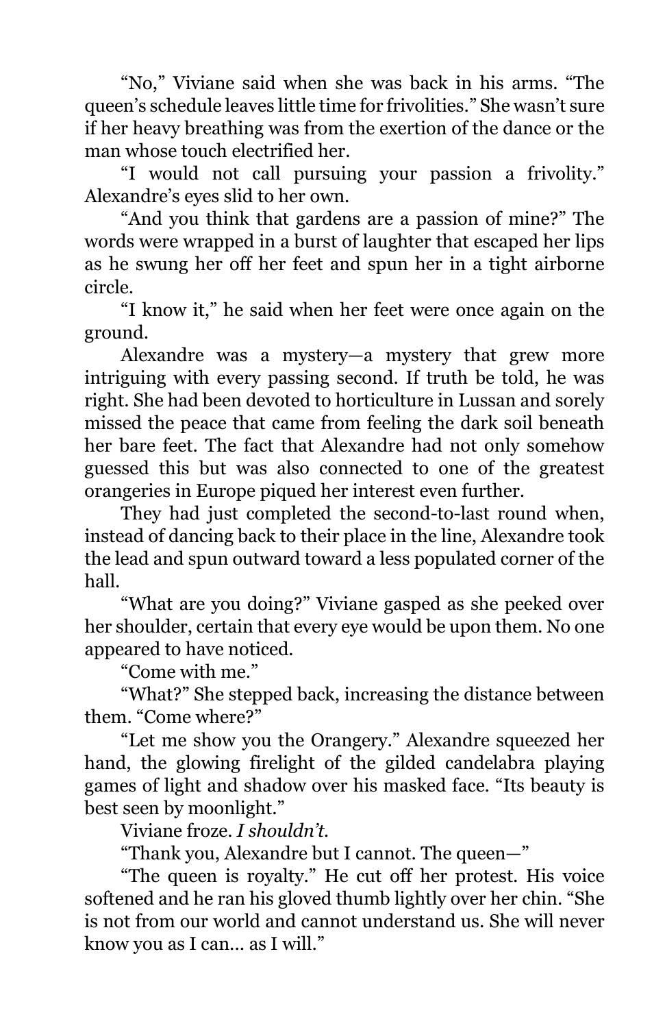"No," Viviane said when she was back in his arms. "The queen's schedule leaves little time for frivolities." She wasn't sure if her heavy breathing was from the exertion of the dance or the man whose touch electrified her.

"I would not call pursuing your passion a frivolity." Alexandre's eyes slid to her own.

"And you think that gardens are a passion of mine?" The words were wrapped in a burst of laughter that escaped her lips as he swung her off her feet and spun her in a tight airborne circle.

"I know it," he said when her feet were once again on the ground.

Alexandre was a mystery—a mystery that grew more intriguing with every passing second. If truth be told, he was right. She had been devoted to horticulture in Lussan and sorely missed the peace that came from feeling the dark soil beneath her bare feet. The fact that Alexandre had not only somehow guessed this but was also connected to one of the greatest orangeries in Europe piqued her interest even further.

They had just completed the second-to-last round when, instead of dancing back to their place in the line, Alexandre took the lead and spun outward toward a less populated corner of the hall.

"What are you doing?" Viviane gasped as she peeked over her shoulder, certain that every eye would be upon them. No one appeared to have noticed.

"Come with me."

"What?" She stepped back, increasing the distance between them. "Come where?"

"Let me show you the Orangery." Alexandre squeezed her hand, the glowing firelight of the gilded candelabra playing games of light and shadow over his masked face. "Its beauty is best seen by moonlight."

Viviane froze. *I shouldn't.*

"Thank you, Alexandre but I cannot. The queen—"

"The queen is royalty." He cut off her protest. His voice softened and he ran his gloved thumb lightly over her chin. "She is not from our world and cannot understand us. She will never know you as I can… as I will."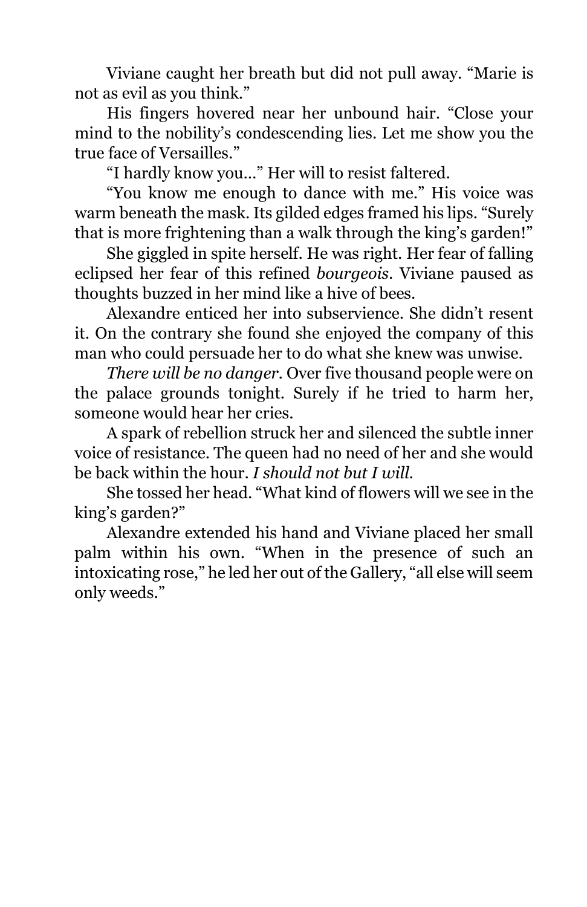Viviane caught her breath but did not pull away. "Marie is not as evil as you think."

His fingers hovered near her unbound hair. "Close your mind to the nobility's condescending lies. Let me show you the true face of Versailles."

"I hardly know you…" Her will to resist faltered.

"You know me enough to dance with me." His voice was warm beneath the mask. Its gilded edges framed his lips. "Surely that is more frightening than a walk through the king's garden!"

She giggled in spite herself. He was right. Her fear of falling eclipsed her fear of this refined *bourgeois*. Viviane paused as thoughts buzzed in her mind like a hive of bees.

Alexandre enticed her into subservience. She didn't resent it. On the contrary she found she enjoyed the company of this man who could persuade her to do what she knew was unwise.

*There will be no danger*. Over five thousand people were on the palace grounds tonight. Surely if he tried to harm her, someone would hear her cries.

A spark of rebellion struck her and silenced the subtle inner voice of resistance. The queen had no need of her and she would be back within the hour. *I should not but I will.*

She tossed her head. "What kind of flowers will we see in the king's garden?"

Alexandre extended his hand and Viviane placed her small palm within his own. "When in the presence of such an intoxicating rose," he led her out of the Gallery, "all else will seem only weeds."